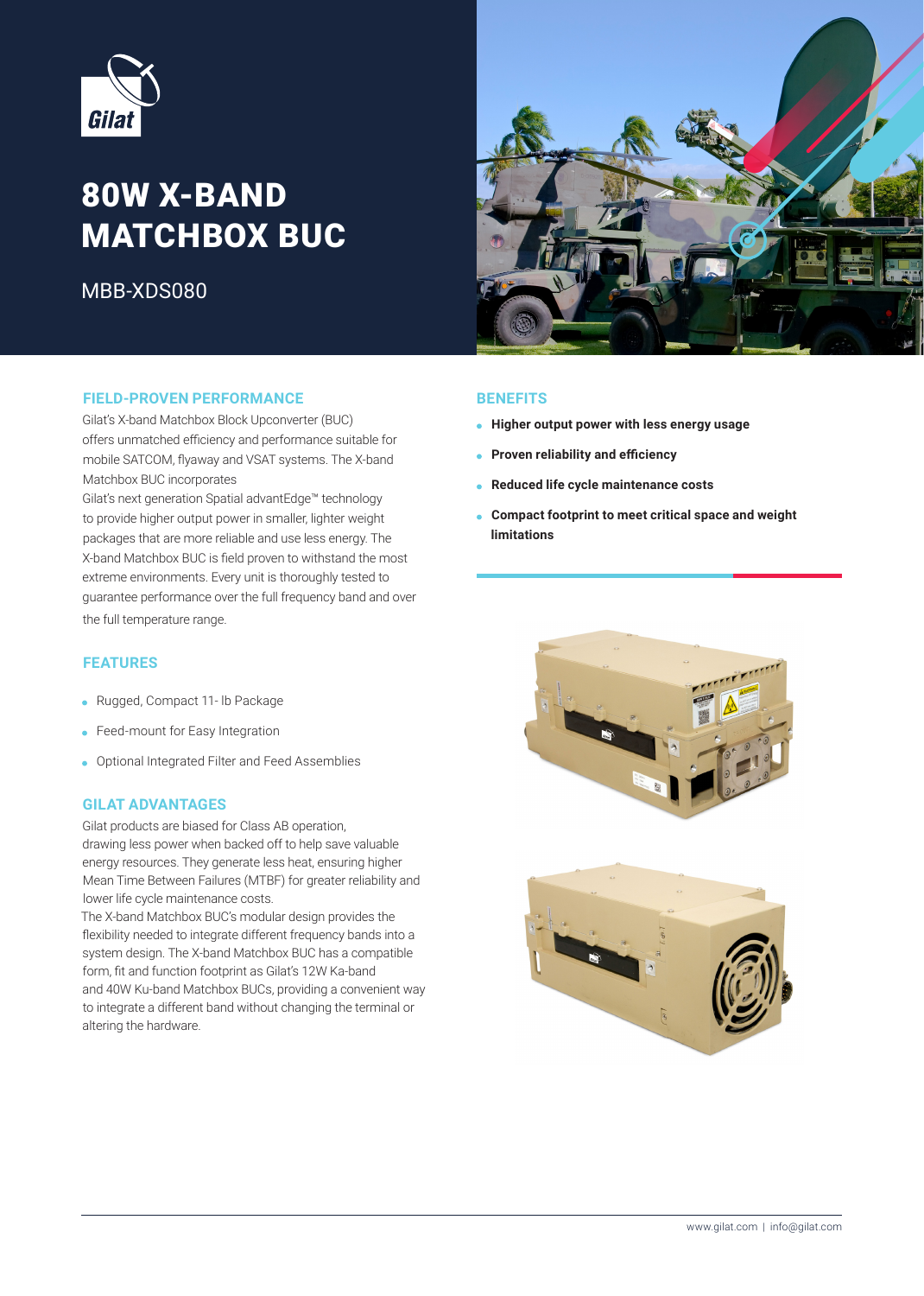# 80W X-BAND MATCHBOX BUC

MBB-XDS080

## FIELD-PROVEN PERFORMANCE

Gilat's X-band Matchbox Block Upconverter (BUC) offers unmatched efficiency and performance suitable for mobile SATCOM, flyaway and VSAT systems. The X-band Matchbox BUC incorporates Gilat's next generation Spatial advantEdge™ technology to provide higher output power in smaller, lighter weight packages that are more reliable and use less energy. The X-band Matchbox BUC is field proven to withstand the most extreme environments. Every unit is thoroughly tested to guarantee performance over the full frequency band and over the full temperature range.

## FEATURES

- Rugged, Compact 11- lb Package
- Feed-mount for Easy Integration
- Optional Integrated Filter and Feed Assemblies

## GILAT ADVANTAGES

Gilat products are biased for Class AB operation, drawing less power when backed off to help save valuable energy resources. They generate less heat, ensuring higher Mean Time Between Failures (MTBF) for greater reliability and lower life cycle maintenance costs.

The X-band Matchbox BUC's modular design provides the flexibility needed to integrate different frequency bands into a system design. The X-band Matchbox BUC has a compatible form, fit and function footprint as Gilat's 12W Ka-band and 40W Ku-band Matchbox BUCs, providing a convenient way to integrate a different band without changing the terminal or altering the hardware.

## BENEFITS

- **Higher output power with less energy usage**
- **Proven reliability and efficiency**
- **Reduced life cycle maintenance costs**
- **Compact footprint to meet critical space and weight limitations**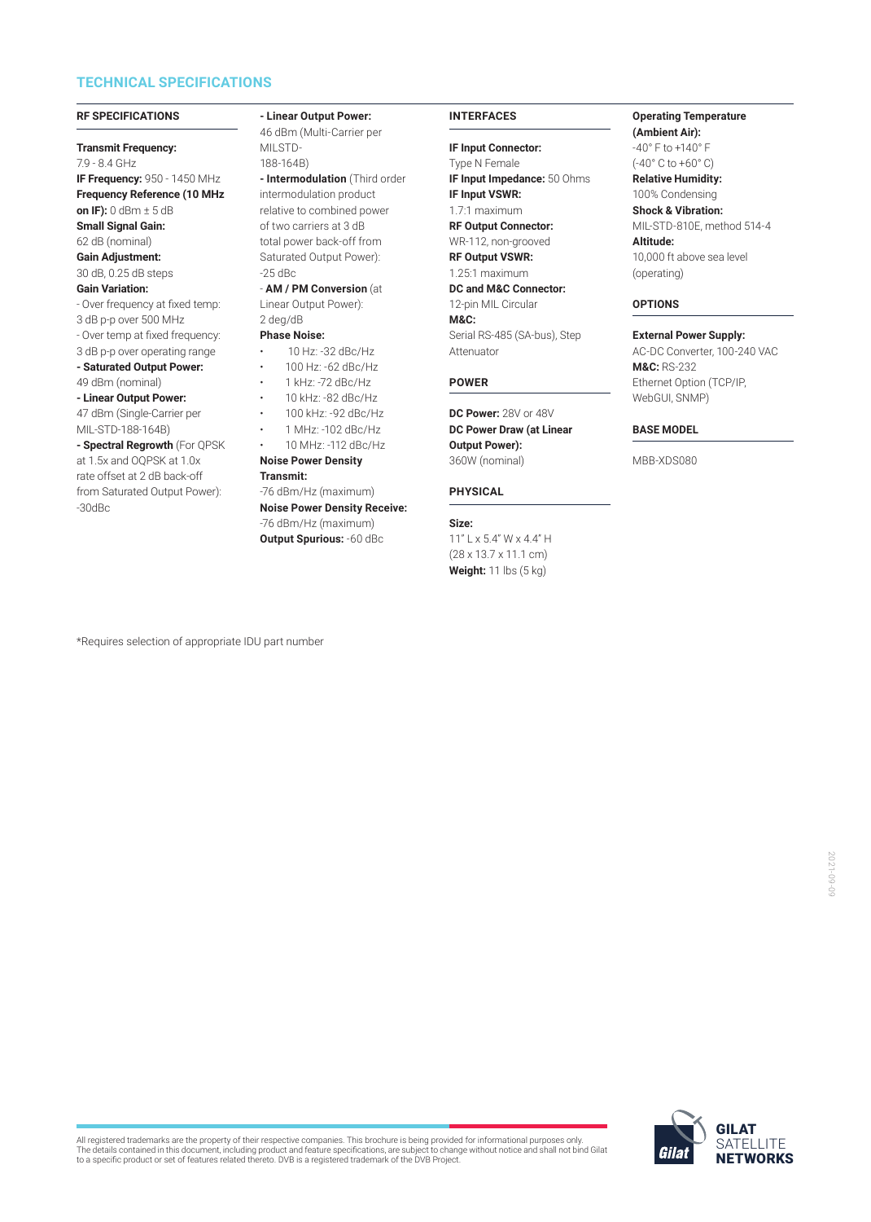## TECHNICAL SPECIFICATIONS

### RF SPECIFICATIONS

**Transmit Frequency:**
7.9 - 8.4 GHz

**IF Frequency:** 950 - 1450 MHz

**Frequency Reference (10 MHz on IF):** 0 dBm ± 5 dB

**Small Signal Gain:**
62 dB (nominal)

**Gain Adjustment:**
30 dB, 0.25 dB steps

**Gain Variation:**
- Over frequency at fixed temp: 3 dB p-p over 500 MHz
- Over temp at fixed frequency: 3 dB p-p over operating range

**- Saturated Output Power:**
49 dBm (nominal)

**- Linear Output Power:**
47 dBm (Single-Carrier per MIL-STD-188-164B)

**- Spectral Regrowth** (For QPSK at 1.5x and OQPSK at 1.0x rate offset at 2 dB back-off from Saturated Output Power):
-30dBc

**- Linear Output Power:**
46 dBm (Multi-Carrier per MILSTD-188-164B)

**- Intermodulation** (Third order intermodulation product relative to combined power of two carriers at 3 dB total power back-off from Saturated Output Power):
-25 dBc

- **AM / PM Conversion** (at Linear Output Power):
2 deg/dB

**Phase Noise:**
- 10 Hz: -32 dBc/Hz
- 100 Hz: -62 dBc/Hz
- 1 kHz: -72 dBc/Hz
- 10 kHz: -82 dBc/Hz
- 100 kHz: -92 dBc/Hz
- 1 MHz: -102 dBc/Hz
- 10 MHz: -112 dBc/Hz

**Noise Power Density Transmit:**
-76 dBm/Hz (maximum)

**Noise Power Density Receive:**
-76 dBm/Hz (maximum)

**Output Spurious:** -60 dBc

### INTERFACES

**IF Input Connector:**
Type N Female

**IF Input Impedance:** 50 Ohms

**IF Input VSWR:**
1.7:1 maximum

**RF Output Connector:**
WR-112, non-grooved

**RF Output VSWR:**
1.25:1 maximum

**DC and M&C Connector:**
12-pin MIL Circular

**M&C:**
Serial RS-485 (SA-bus), Step Attenuator

### POWER

**DC Power:** 28V or 48V

**DC Power Draw (at Linear Output Power):**
360W (nominal)

### PHYSICAL

**Size:**
11" L x 5.4" W x 4.4" H
(28 x 13.7 x 11.1 cm)

**Weight:** 11 lbs (5 kg)

**Operating Temperature (Ambient Air):**
-40° F to +140° F
(-40° C to +60° C)

**Relative Humidity:**
100% Condensing

**Shock & Vibration:**
MIL-STD-810E, method 514-4

**Altitude:**
10,000 ft above sea level (operating)

### OPTIONS

**External Power Supply:**
AC-DC Converter, 100-240 VAC

**M&C:** RS-232
Ethernet Option (TCP/IP, WebGUI, SNMP)

### BASE MODEL

MBB-XDS080

*Requires selection of appropriate IDU part number

All registered trademarks are the property of their respective companies. This brochure is being provided for informational purposes only. The details contained in this document, including product and feature specifications, are subject to change without notice and shall not bind Gilat to a specific product or set of features related thereto. DVB is a registered trademark of the DVB Project.